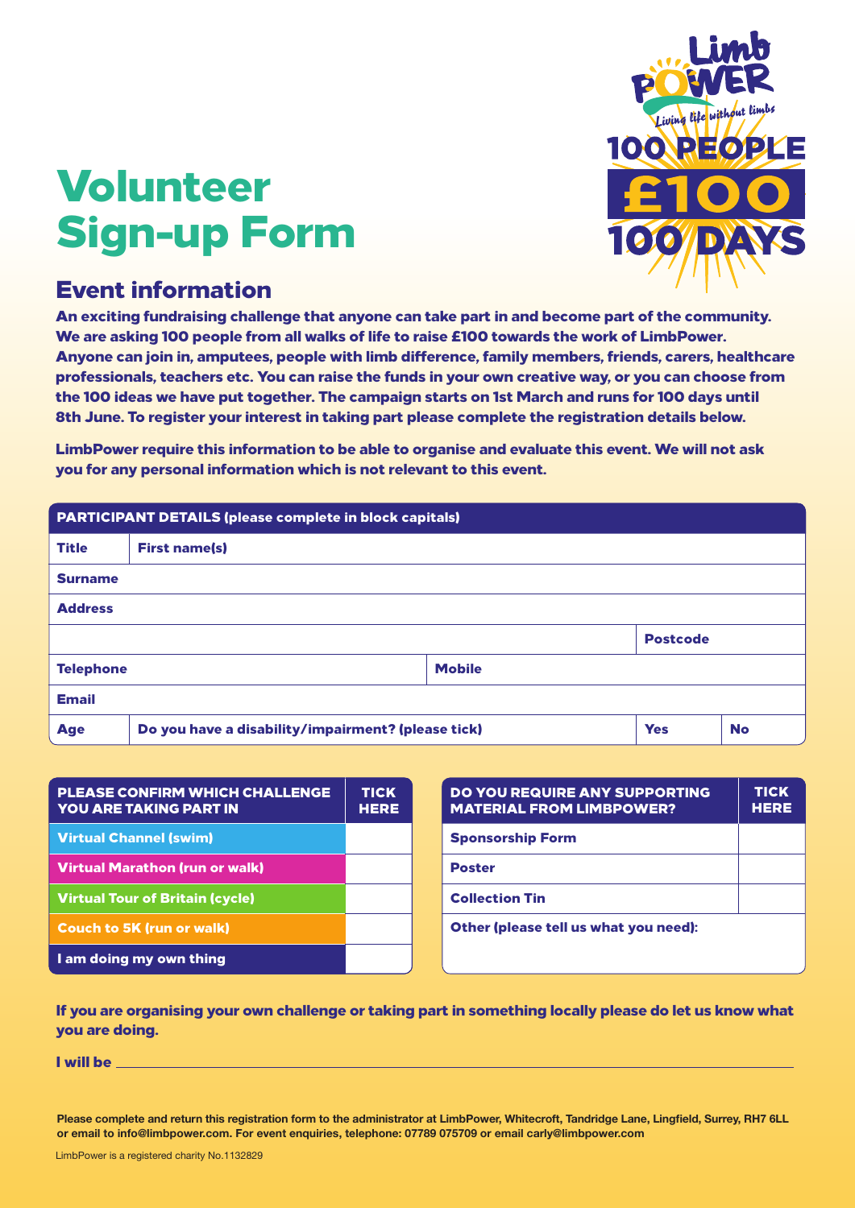# Volunteer Sign-up Form

LimbPower
*Living life without limbs*
100 PEOPLE £100 100 DAYS

## Event information

**An exciting fundraising challenge that anyone can take part in and become part of the community. We are asking 100 people from all walks of life to raise £100 towards the work of LimbPower. Anyone can join in, amputees, people with limb difference, family members, friends, carers, healthcare professionals, teachers etc. You can raise the funds in your own creative way, or you can choose from the 100 ideas we have put together. The campaign starts on 1st March and runs for 100 days until 8th June. To register your interest in taking part please complete the registration details below.**

**LimbPower require this information to be able to organise and evaluate this event. We will not ask you for any personal information which is not relevant to this event.**

| PARTICIPANT DETAILS (please complete in block capitals) | | | |
|---|---|---|---|
| Title | First name(s) | | |
| Surname | | | |
| Address | | | |
| | | Postcode | |
| Telephone | | Mobile | |
| Email | | | |
| Age | Do you have a disability/impairment? (please tick) | Yes | No |

| PLEASE CONFIRM WHICH CHALLENGE YOU ARE TAKING PART IN | TICK HERE |
|---|---|
| Virtual Channel (swim) | |
| Virtual Marathon (run or walk) | |
| Virtual Tour of Britain (cycle) | |
| Couch to 5K (run or walk) | |
| I am doing my own thing | |

| DO YOU REQUIRE ANY SUPPORTING MATERIAL FROM LIMBPOWER? | TICK HERE |
|---|---|
| Sponsorship Form | |
| Poster | |
| Collection Tin | |
| Other (please tell us what you need): | |

**If you are organising your own challenge or taking part in something locally please do let us know what you are doing.**

**I will be** ______________________________________________

**Please complete and return this registration form to the administrator at LimbPower, Whitecroft, Tandridge Lane, Lingfield, Surrey, RH7 6LL or email to info@limbpower.com. For event enquiries, telephone: 07789 075709 or email carly@limbpower.com**

LimbPower is a registered charity No.1132829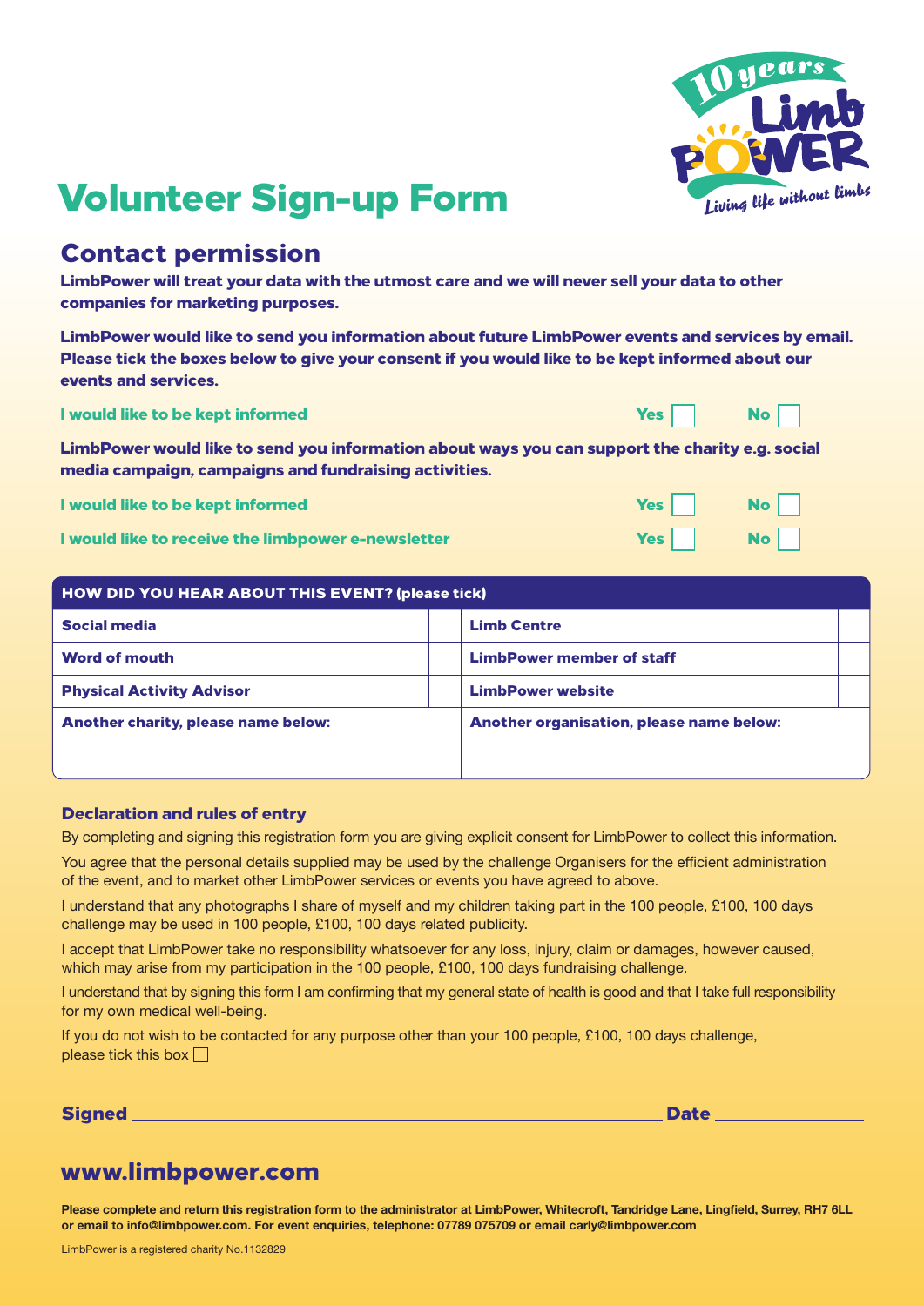# Volunteer Sign-up Form

## Contact permission

**LimbPower will treat your data with the utmost care and we will never sell your data to other companies for marketing purposes.**

**LimbPower would like to send you information about future LimbPower events and services by email. Please tick the boxes below to give your consent if you would like to be kept informed about our events and services.**

**I would like to be kept informed** Yes ☐ No ☐

**LimbPower would like to send you information about ways you can support the charity e.g. social media campaign, campaigns and fundraising activities.**

**I would like to be kept informed** Yes ☐ No ☐

**I would like to receive the limbpower e-newsletter** Yes ☐ No ☐

| HOW DID YOU HEAR ABOUT THIS EVENT? (please tick) | | | |
|---|---|---|---|
| **Social media** | | **Limb Centre** | |
| **Word of mouth** | | **LimbPower member of staff** | |
| **Physical Activity Advisor** | | **LimbPower website** | |
| **Another charity, please name below:** | | **Another organisation, please name below:** | |

### Declaration and rules of entry

By completing and signing this registration form you are giving explicit consent for LimbPower to collect this information.

You agree that the personal details supplied may be used by the challenge Organisers for the efficient administration of the event, and to market other LimbPower services or events you have agreed to above.

I understand that any photographs I share of myself and my children taking part in the 100 people, £100, 100 days challenge may be used in 100 people, £100, 100 days related publicity.

I accept that LimbPower take no responsibility whatsoever for any loss, injury, claim or damages, however caused, which may arise from my participation in the 100 people, £100, 100 days fundraising challenge.

I understand that by signing this form I am confirming that my general state of health is good and that I take full responsibility for my own medical well-being.

If you do not wish to be contacted for any purpose other than your 100 people, £100, 100 days challenge, please tick this box ☐

**Signed** ______________________________ **Date** ______________

## www.limbpower.com

**Please complete and return this registration form to the administrator at LimbPower, Whitecroft, Tandridge Lane, Lingfield, Surrey, RH7 6LL or email to info@limbpower.com. For event enquiries, telephone: 07789 075709 or email carly@limbpower.com**

LimbPower is a registered charity No.1132829